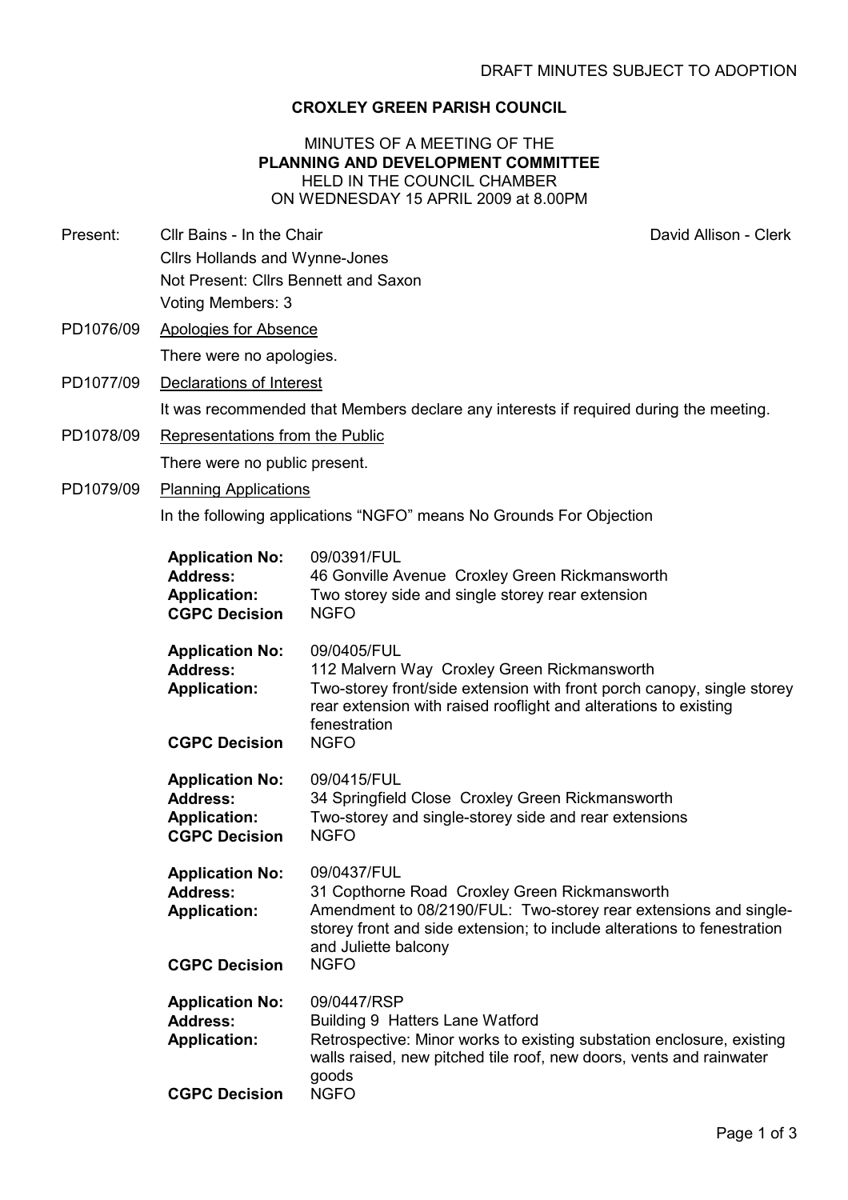DRAFT MINUTES SUBJECT TO ADOPTION

# CROXLEY GREEN PARISH COUNCIL

## MINUTES OF A MEETING OF THE
## PLANNING AND DEVELOPMENT COMMITTEE
HELD IN THE COUNCIL CHAMBER
ON WEDNESDAY 15 APRIL 2009 at 8.00PM

Present: Cllr Bains - In the Chair — David Allison - Clerk
Cllrs Hollands and Wynne-Jones
Not Present: Cllrs Bennett and Saxon
Voting Members: 3

PD1076/09 Apologies for Absence

There were no apologies.

PD1077/09 Declarations of Interest

It was recommended that Members declare any interests if required during the meeting.

PD1078/09 Representations from the Public

There were no public present.

PD1079/09 Planning Applications

In the following applications "NGFO" means No Grounds For Objection

**Application No:** 09/0391/FUL
**Address:** 46 Gonville Avenue Croxley Green Rickmansworth
**Application:** Two storey side and single storey rear extension
**CGPC Decision** NGFO

**Application No:** 09/0405/FUL
**Address:** 112 Malvern Way Croxley Green Rickmansworth
**Application:** Two-storey front/side extension with front porch canopy, single storey rear extension with raised rooflight and alterations to existing fenestration
**CGPC Decision** NGFO

**Application No:** 09/0415/FUL
**Address:** 34 Springfield Close Croxley Green Rickmansworth
**Application:** Two-storey and single-storey side and rear extensions
**CGPC Decision** NGFO

**Application No:** 09/0437/FUL
**Address:** 31 Copthorne Road Croxley Green Rickmansworth
**Application:** Amendment to 08/2190/FUL: Two-storey rear extensions and single-storey front and side extension; to include alterations to fenestration and Juliette balcony
**CGPC Decision** NGFO

**Application No:** 09/0447/RSP
**Address:** Building 9 Hatters Lane Watford
**Application:** Retrospective: Minor works to existing substation enclosure, existing walls raised, new pitched tile roof, new doors, vents and rainwater goods
**CGPC Decision** NGFO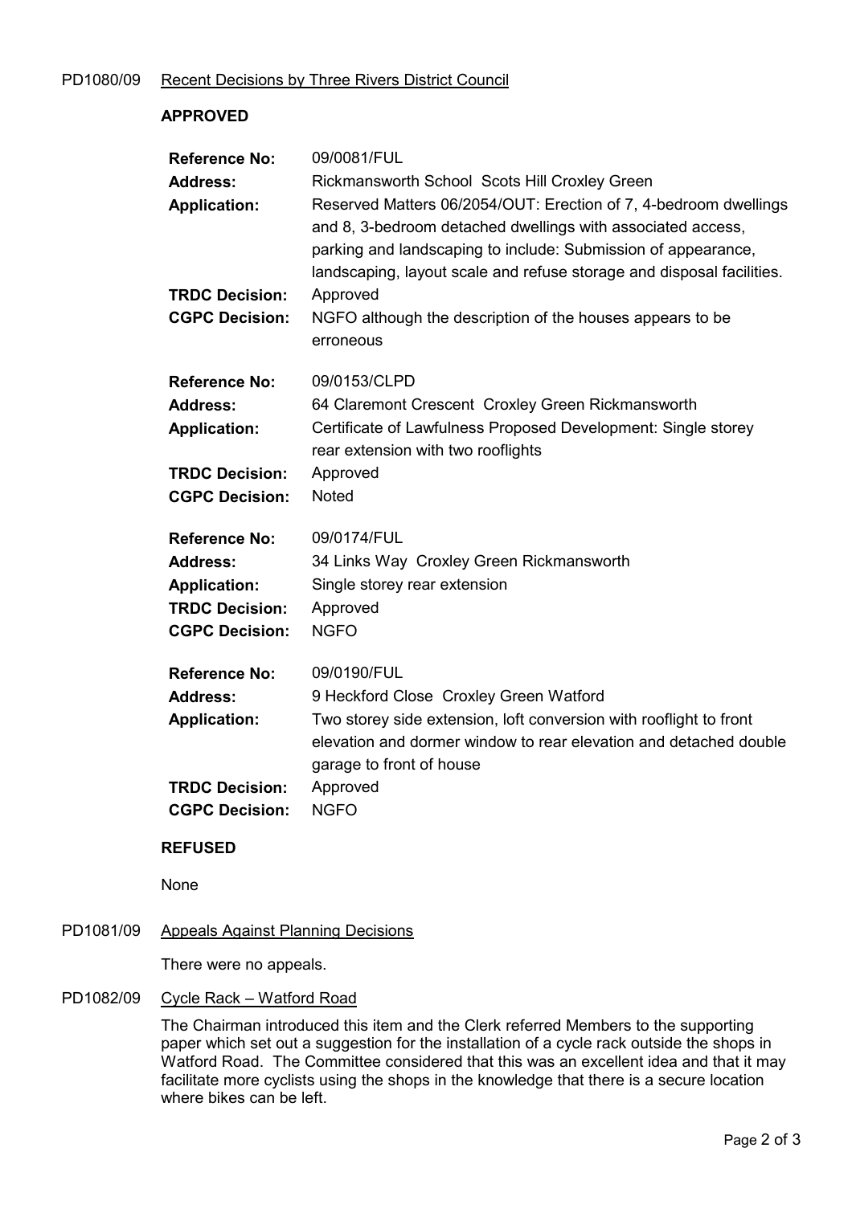PD1080/09 Recent Decisions by Three Rivers District Council

**APPROVED**

**Reference No:** 09/0081/FUL
**Address:** Rickmansworth School Scots Hill Croxley Green
**Application:** Reserved Matters 06/2054/OUT: Erection of 7, 4-bedroom dwellings and 8, 3-bedroom detached dwellings with associated access, parking and landscaping to include: Submission of appearance, landscaping, layout scale and refuse storage and disposal facilities.
**TRDC Decision:** Approved
**CGPC Decision:** NGFO although the description of the houses appears to be erroneous

**Reference No:** 09/0153/CLPD
**Address:** 64 Claremont Crescent Croxley Green Rickmansworth
**Application:** Certificate of Lawfulness Proposed Development: Single storey rear extension with two rooflights
**TRDC Decision:** Approved
**CGPC Decision:** Noted

**Reference No:** 09/0174/FUL
**Address:** 34 Links Way Croxley Green Rickmansworth
**Application:** Single storey rear extension
**TRDC Decision:** Approved
**CGPC Decision:** NGFO

**Reference No:** 09/0190/FUL
**Address:** 9 Heckford Close Croxley Green Watford
**Application:** Two storey side extension, loft conversion with rooflight to front elevation and dormer window to rear elevation and detached double garage to front of house
**TRDC Decision:** Approved
**CGPC Decision:** NGFO

**REFUSED**

None

PD1081/09 Appeals Against Planning Decisions

There were no appeals.

PD1082/09 Cycle Rack – Watford Road

The Chairman introduced this item and the Clerk referred Members to the supporting paper which set out a suggestion for the installation of a cycle rack outside the shops in Watford Road. The Committee considered that this was an excellent idea and that it may facilitate more cyclists using the shops in the knowledge that there is a secure location where bikes can be left.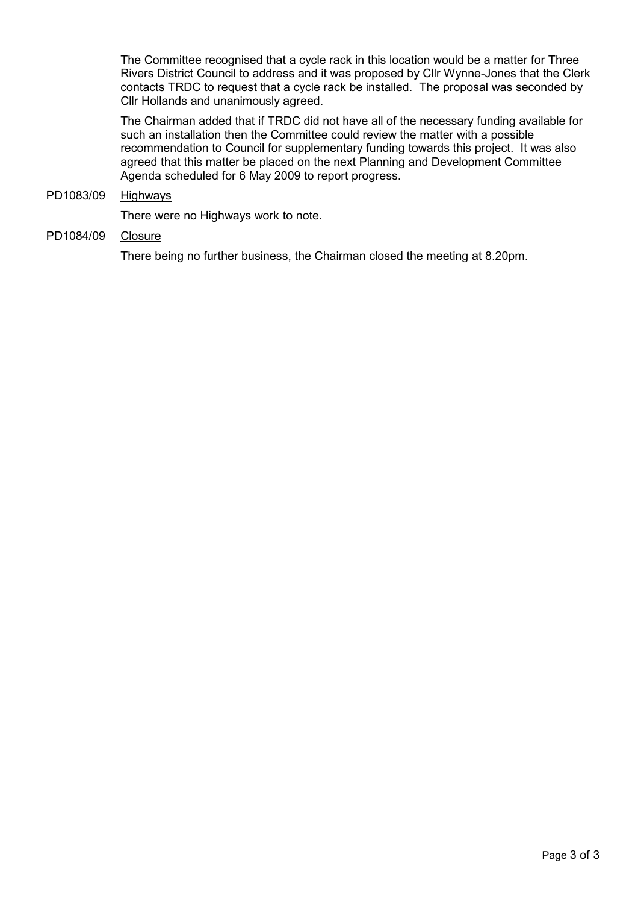The Committee recognised that a cycle rack in this location would be a matter for Three Rivers District Council to address and it was proposed by Cllr Wynne-Jones that the Clerk contacts TRDC to request that a cycle rack be installed. The proposal was seconded by Cllr Hollands and unanimously agreed.

The Chairman added that if TRDC did not have all of the necessary funding available for such an installation then the Committee could review the matter with a possible recommendation to Council for supplementary funding towards this project. It was also agreed that this matter be placed on the next Planning and Development Committee Agenda scheduled for 6 May 2009 to report progress.

PD1083/09 Highways

There were no Highways work to note.

PD1084/09 Closure

There being no further business, the Chairman closed the meeting at 8.20pm.